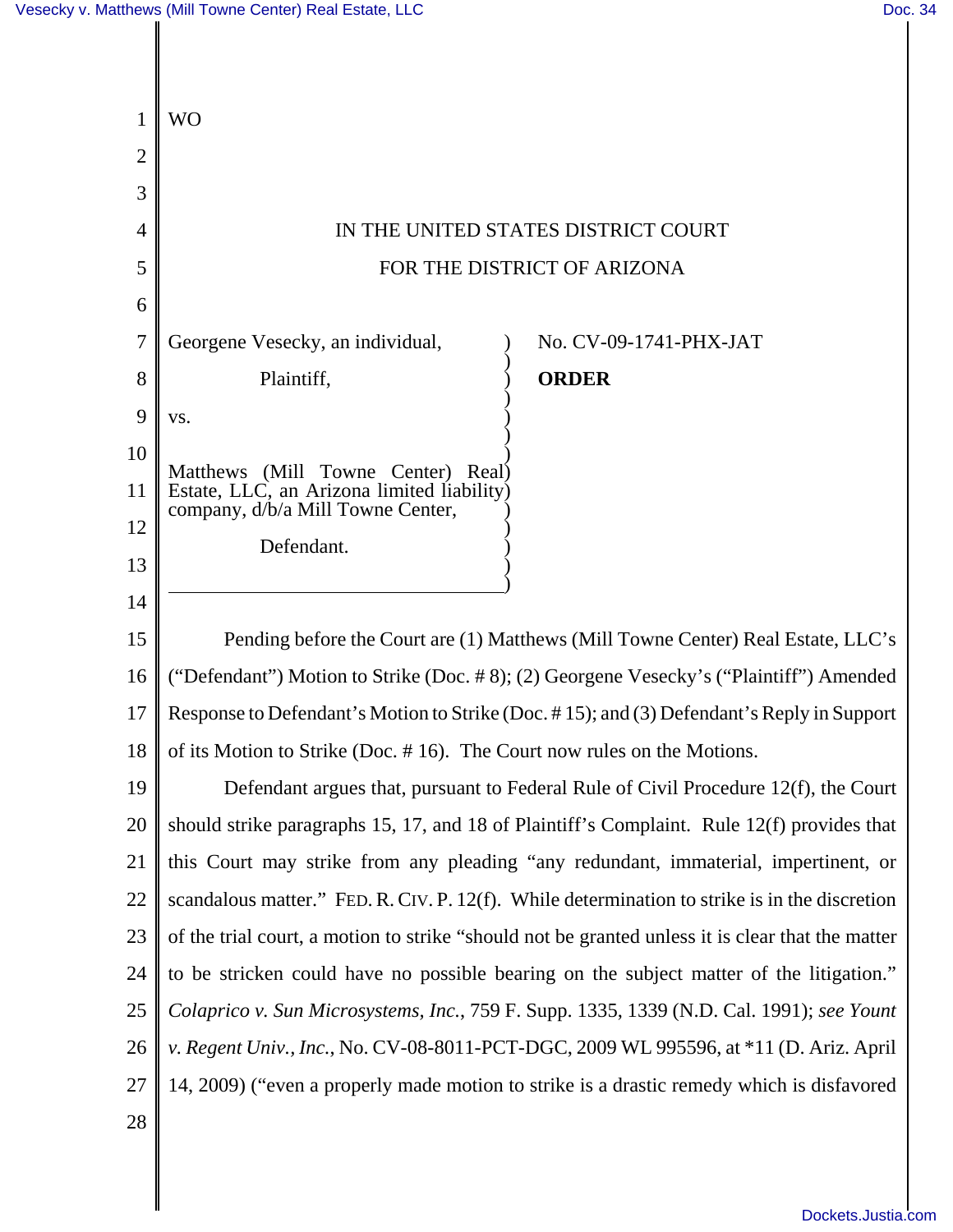WO

IN THE UNITED STATES DISTRICT COURT

FOR THE DISTRICT OF ARIZONA

Georgene Vesecky, an individual,

Plaintiff,

vs.

Matthews (Mill Towne Center) Real Estate, LLC, an Arizona limited liability company, d/b/a Mill Towne Center,

Defendant.

No. CV-09-1741-PHX-JAT

**ORDER**

Pending before the Court are (1) Matthews (Mill Towne Center) Real Estate, LLC's ("Defendant") Motion to Strike (Doc. # 8); (2) Georgene Vesecky's ("Plaintiff") Amended Response to Defendant's Motion to Strike (Doc. # 15); and (3) Defendant's Reply in Support of its Motion to Strike (Doc. # 16). The Court now rules on the Motions.

Defendant argues that, pursuant to Federal Rule of Civil Procedure 12(f), the Court should strike paragraphs 15, 17, and 18 of Plaintiff's Complaint. Rule 12(f) provides that this Court may strike from any pleading "any redundant, immaterial, impertinent, or scandalous matter." FED. R. CIV. P. 12(f). While determination to strike is in the discretion of the trial court, a motion to strike "should not be granted unless it is clear that the matter to be stricken could have no possible bearing on the subject matter of the litigation." *Colaprico v. Sun Microsystems, Inc.*, 759 F. Supp. 1335, 1339 (N.D. Cal. 1991); *see Yount v. Regent Univ., Inc.*, No. CV-08-8011-PCT-DGC, 2009 WL 995596, at *11 (D. Ariz. April 14, 2009) ("even a properly made motion to strike is a drastic remedy which is disfavored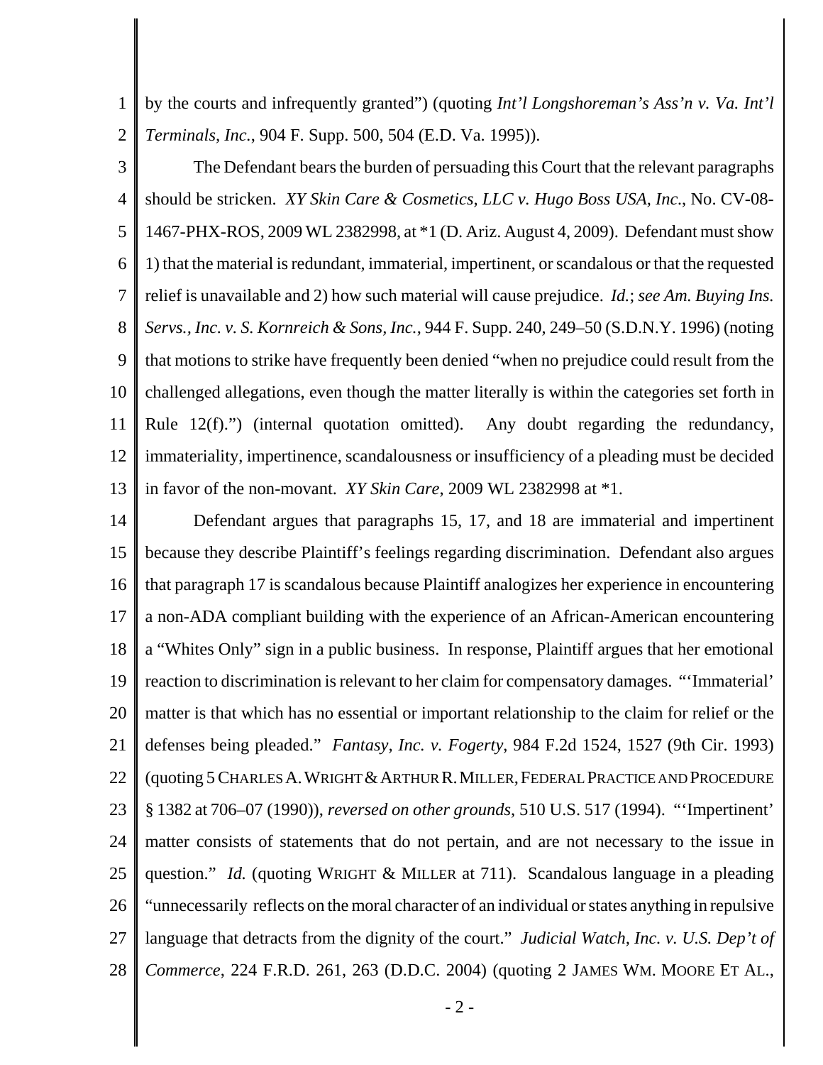by the courts and infrequently granted") (quoting *Int'l Longshoreman's Ass'n v. Va. Int'l Terminals, Inc.*, 904 F. Supp. 500, 504 (E.D. Va. 1995)).

The Defendant bears the burden of persuading this Court that the relevant paragraphs should be stricken. *XY Skin Care & Cosmetics, LLC v. Hugo Boss USA, Inc.*, No. CV-08-1467-PHX-ROS, 2009 WL 2382998, at *1 (D. Ariz. August 4, 2009). Defendant must show 1) that the material is redundant, immaterial, impertinent, or scandalous or that the requested relief is unavailable and 2) how such material will cause prejudice. *Id.*; *see Am. Buying Ins. Servs., Inc. v. S. Kornreich & Sons, Inc.*, 944 F. Supp. 240, 249–50 (S.D.N.Y. 1996) (noting that motions to strike have frequently been denied "when no prejudice could result from the challenged allegations, even though the matter literally is within the categories set forth in Rule 12(f).") (internal quotation omitted). Any doubt regarding the redundancy, immateriality, impertinence, scandalousness or insufficiency of a pleading must be decided in favor of the non-movant. *XY Skin Care*, 2009 WL 2382998 at *1.

Defendant argues that paragraphs 15, 17, and 18 are immaterial and impertinent because they describe Plaintiff's feelings regarding discrimination. Defendant also argues that paragraph 17 is scandalous because Plaintiff analogizes her experience in encountering a non-ADA compliant building with the experience of an African-American encountering a "Whites Only" sign in a public business. In response, Plaintiff argues that her emotional reaction to discrimination is relevant to her claim for compensatory damages. "'Immaterial' matter is that which has no essential or important relationship to the claim for relief or the defenses being pleaded." *Fantasy, Inc. v. Fogerty*, 984 F.2d 1524, 1527 (9th Cir. 1993) (quoting 5 CHARLES A. WRIGHT & ARTHUR R. MILLER, FEDERAL PRACTICE AND PROCEDURE § 1382 at 706–07 (1990)), *reversed on other grounds*, 510 U.S. 517 (1994). "'Impertinent' matter consists of statements that do not pertain, and are not necessary to the issue in question." *Id.* (quoting WRIGHT & MILLER at 711). Scandalous language in a pleading "unnecessarily reflects on the moral character of an individual or states anything in repulsive language that detracts from the dignity of the court." *Judicial Watch, Inc. v. U.S. Dep't of Commerce*, 224 F.R.D. 261, 263 (D.D.C. 2004) (quoting 2 JAMES WM. MOORE ET AL.,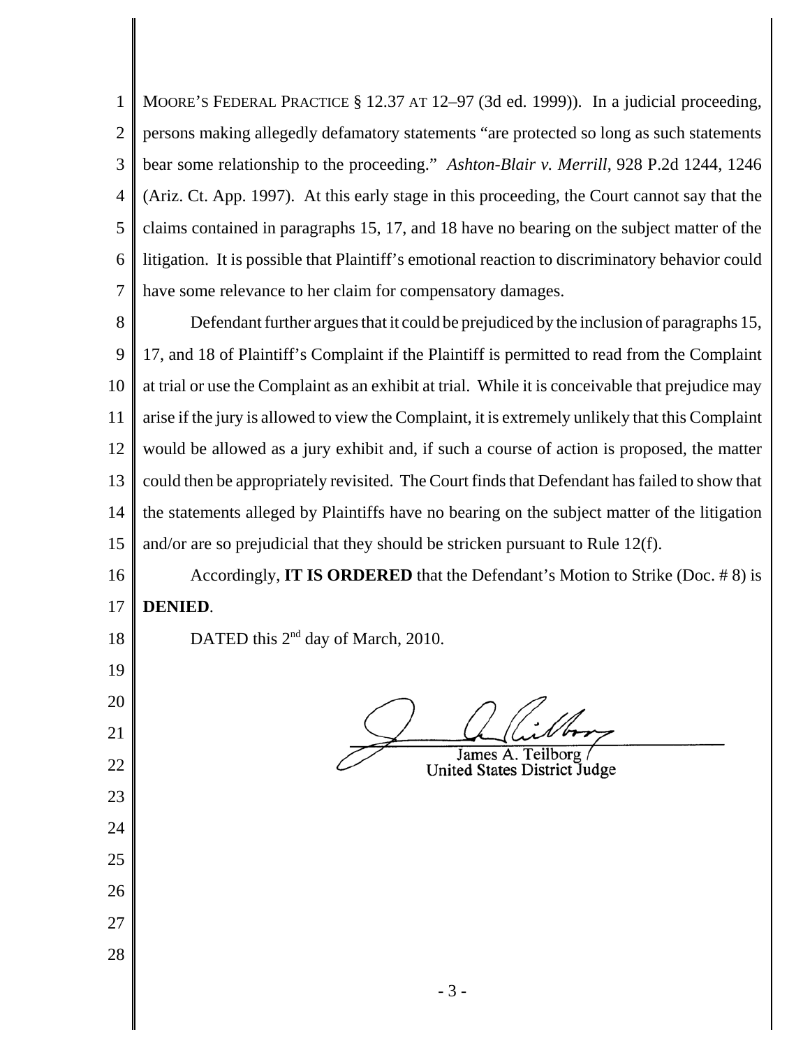MOORE'S FEDERAL PRACTICE § 12.37 AT 12–97 (3d ed. 1999)). In a judicial proceeding, persons making allegedly defamatory statements "are protected so long as such statements bear some relationship to the proceeding." *Ashton-Blair v. Merrill*, 928 P.2d 1244, 1246 (Ariz. Ct. App. 1997). At this early stage in this proceeding, the Court cannot say that the claims contained in paragraphs 15, 17, and 18 have no bearing on the subject matter of the litigation. It is possible that Plaintiff's emotional reaction to discriminatory behavior could have some relevance to her claim for compensatory damages.

Defendant further argues that it could be prejudiced by the inclusion of paragraphs 15, 17, and 18 of Plaintiff's Complaint if the Plaintiff is permitted to read from the Complaint at trial or use the Complaint as an exhibit at trial. While it is conceivable that prejudice may arise if the jury is allowed to view the Complaint, it is extremely unlikely that this Complaint would be allowed as a jury exhibit and, if such a course of action is proposed, the matter could then be appropriately revisited. The Court finds that Defendant has failed to show that the statements alleged by Plaintiffs have no bearing on the subject matter of the litigation and/or are so prejudicial that they should be stricken pursuant to Rule 12(f).

Accordingly, **IT IS ORDERED** that the Defendant's Motion to Strike (Doc. # 8) is **DENIED**.

DATED this 2nd day of March, 2010.

James A. Teilborg
United States District Judge